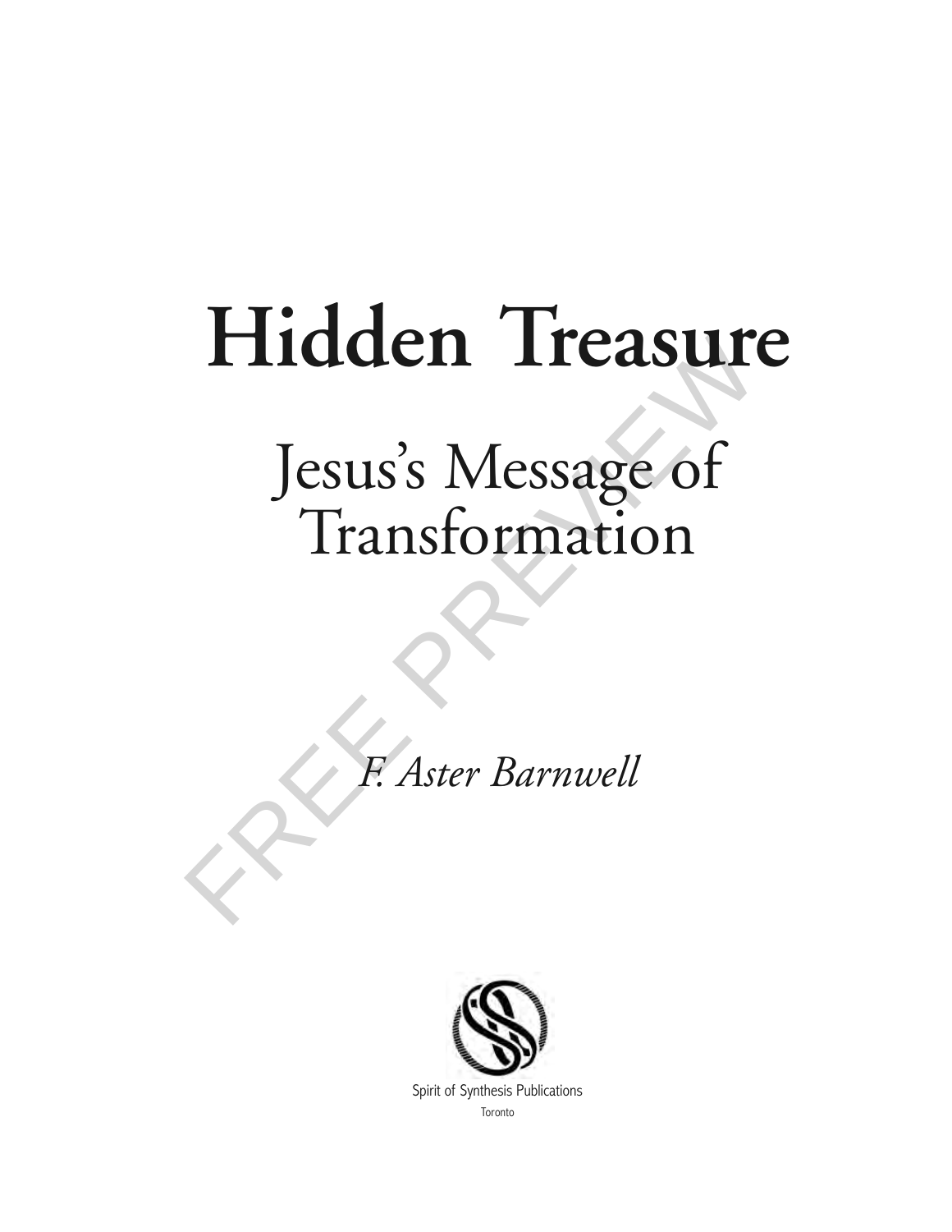# Hidden Treasure

## Jesus's Message of Transformation

*F. Aster Barnwell*

Spirit of Synthesis Publications

Toronto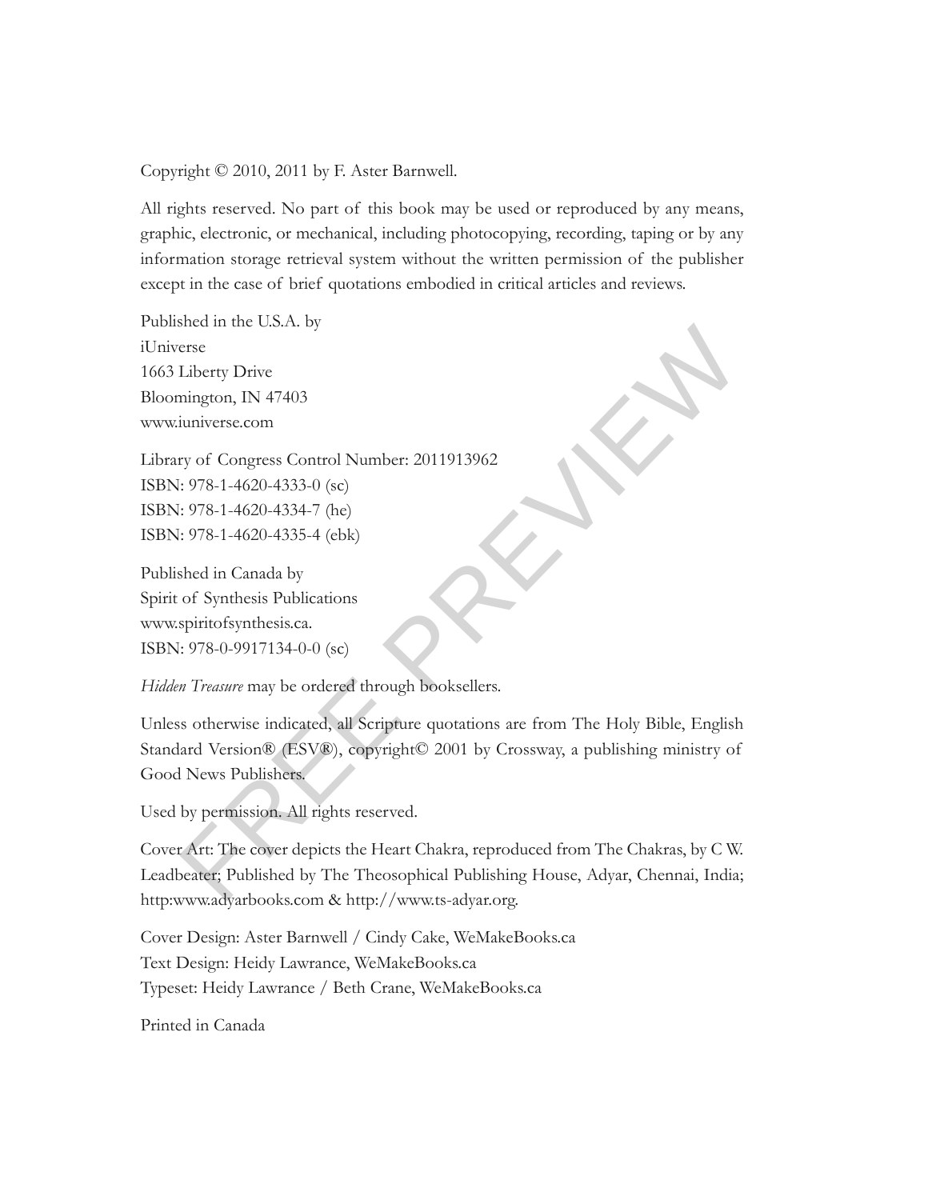Copyright © 2010, 2011 by F. Aster Barnwell.

All rights reserved. No part of this book may be used or reproduced by any means, graphic, electronic, or mechanical, including photocopying, recording, taping or by any information storage retrieval system without the written permission of the publisher except in the case of brief quotations embodied in critical articles and reviews.

Published in the U.S.A. by
iUniverse
1663 Liberty Drive
Bloomington, IN 47403
www.iuniverse.com

Library of Congress Control Number: 2011913962
ISBN: 978-1-4620-4333-0 (sc)
ISBN: 978-1-4620-4334-7 (hc)
ISBN: 978-1-4620-4335-4 (ebk)

Published in Canada by
Spirit of Synthesis Publications
www.spiritofsynthesis.ca.
ISBN: 978-0-9917134-0-0 (sc)

*Hidden Treasure* may be ordered through booksellers.

Unless otherwise indicated, all Scripture quotations are from The Holy Bible, English Standard Version® (ESV®), copyright© 2001 by Crossway, a publishing ministry of Good News Publishers.

Used by permission. All rights reserved.

Cover Art: The cover depicts the Heart Chakra, reproduced from The Chakras, by C W. Leadbeater; Published by The Theosophical Publishing House, Adyar, Chennai, India; http:www.adyarbooks.com & http://www.ts-adyar.org.

Cover Design: Aster Barnwell / Cindy Cake, WeMakeBooks.ca
Text Design: Heidy Lawrance, WeMakeBooks.ca
Typeset: Heidy Lawrance / Beth Crane, WeMakeBooks.ca

Printed in Canada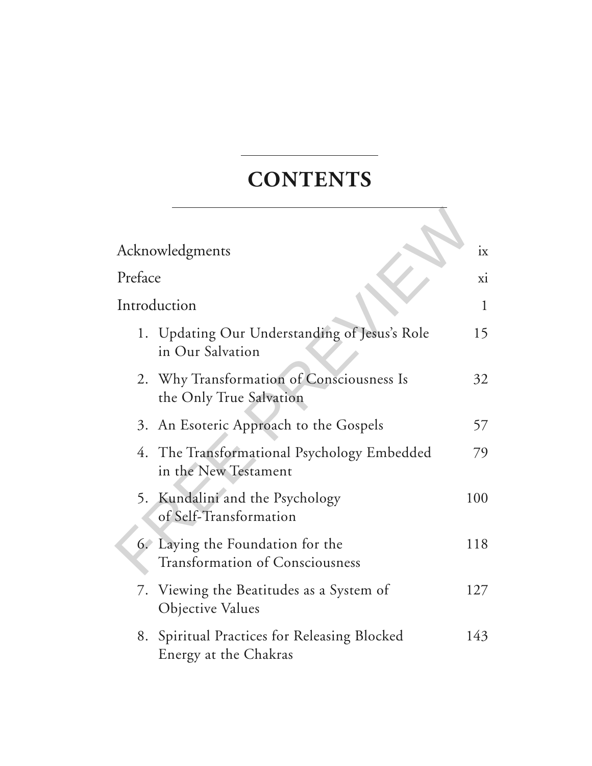# CONTENTS

| | |
|---|---|
| Acknowledgments | ix |
| Preface | xi |
| Introduction | 1 |
| 1. Updating Our Understanding of Jesus's Role in Our Salvation | 15 |
| 2. Why Transformation of Consciousness Is the Only True Salvation | 32 |
| 3. An Esoteric Approach to the Gospels | 57 |
| 4. The Transformational Psychology Embedded in the New Testament | 79 |
| 5. Kundalini and the Psychology of Self-Transformation | 100 |
| 6. Laying the Foundation for the Transformation of Consciousness | 118 |
| 7. Viewing the Beatitudes as a System of Objective Values | 127 |
| 8. Spiritual Practices for Releasing Blocked Energy at the Chakras | 143 |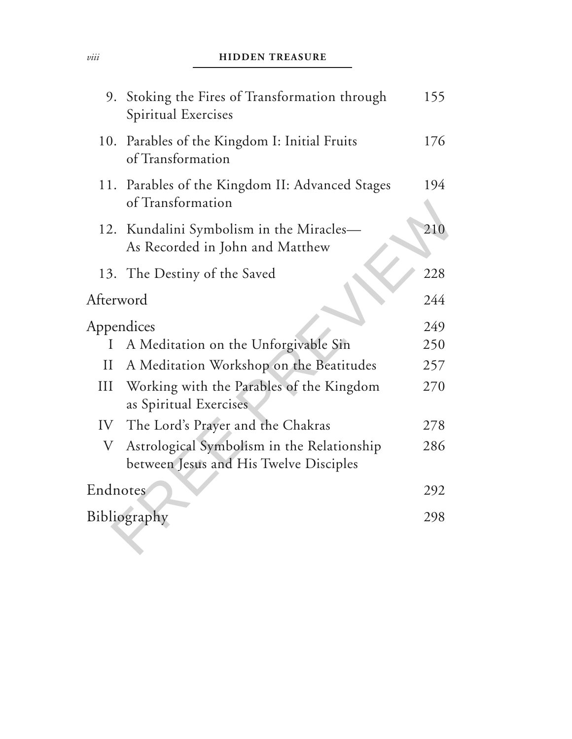| | | |
|---|---|---|
| 9. | Stoking the Fires of Transformation through Spiritual Exercises | 155 |
| 10. | Parables of the Kingdom I: Initial Fruits of Transformation | 176 |
| 11. | Parables of the Kingdom II: Advanced Stages of Transformation | 194 |
| 12. | Kundalini Symbolism in the Miracles—As Recorded in John and Matthew | 210 |
| 13. | The Destiny of the Saved | 228 |
| Afterword | | 244 |
| Appendices | | 249 |
| I | A Meditation on the Unforgivable Sin | 250 |
| II | A Meditation Workshop on the Beatitudes | 257 |
| III | Working with the Parables of the Kingdom as Spiritual Exercises | 270 |
| IV | The Lord's Prayer and the Chakras | 278 |
| V | Astrological Symbolism in the Relationship between Jesus and His Twelve Disciples | 286 |
| Endnotes | | 292 |
| Bibliography | | 298 |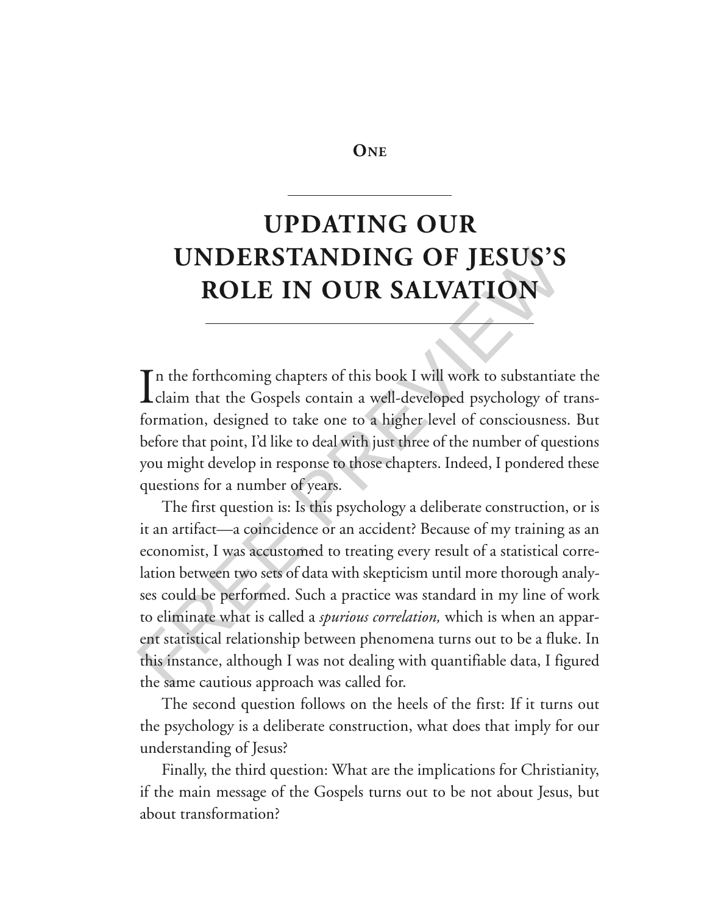**One**

# UPDATING OUR UNDERSTANDING OF JESUS'S ROLE IN OUR SALVATION

In the forthcoming chapters of this book I will work to substantiate the claim that the Gospels contain a well-developed psychology of transformation, designed to take one to a higher level of consciousness. But before that point, I'd like to deal with just three of the number of questions you might develop in response to those chapters. Indeed, I pondered these questions for a number of years.

The first question is: Is this psychology a deliberate construction, or is it an artifact—a coincidence or an accident? Because of my training as an economist, I was accustomed to treating every result of a statistical correlation between two sets of data with skepticism until more thorough analyses could be performed. Such a practice was standard in my line of work to eliminate what is called a *spurious correlation,* which is when an apparent statistical relationship between phenomena turns out to be a fluke. In this instance, although I was not dealing with quantifiable data, I figured the same cautious approach was called for.

The second question follows on the heels of the first: If it turns out the psychology is a deliberate construction, what does that imply for our understanding of Jesus?

Finally, the third question: What are the implications for Christianity, if the main message of the Gospels turns out to be not about Jesus, but about transformation?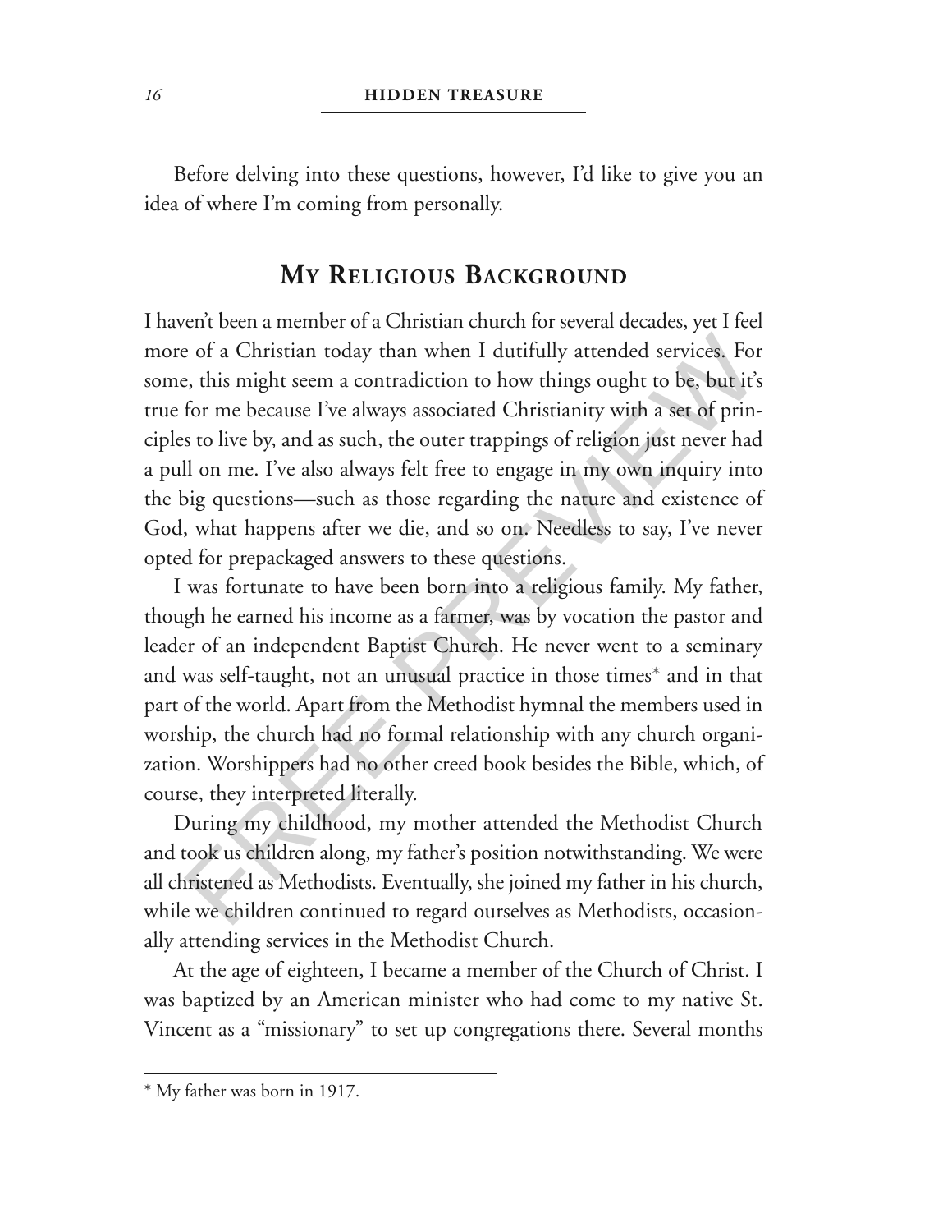Before delving into these questions, however, I'd like to give you an idea of where I'm coming from personally.

## My Religious Background

I haven't been a member of a Christian church for several decades, yet I feel more of a Christian today than when I dutifully attended services. For some, this might seem a contradiction to how things ought to be, but it's true for me because I've always associated Christianity with a set of principles to live by, and as such, the outer trappings of religion just never had a pull on me. I've also always felt free to engage in my own inquiry into the big questions—such as those regarding the nature and existence of God, what happens after we die, and so on. Needless to say, I've never opted for prepackaged answers to these questions.

I was fortunate to have been born into a religious family. My father, though he earned his income as a farmer, was by vocation the pastor and leader of an independent Baptist Church. He never went to a seminary and was self-taught, not an unusual practice in those times* and in that part of the world. Apart from the Methodist hymnal the members used in worship, the church had no formal relationship with any church organization. Worshippers had no other creed book besides the Bible, which, of course, they interpreted literally.

During my childhood, my mother attended the Methodist Church and took us children along, my father's position notwithstanding. We were all christened as Methodists. Eventually, she joined my father in his church, while we children continued to regard ourselves as Methodists, occasionally attending services in the Methodist Church.

At the age of eighteen, I became a member of the Church of Christ. I was baptized by an American minister who had come to my native St. Vincent as a "missionary" to set up congregations there. Several months

---

* My father was born in 1917.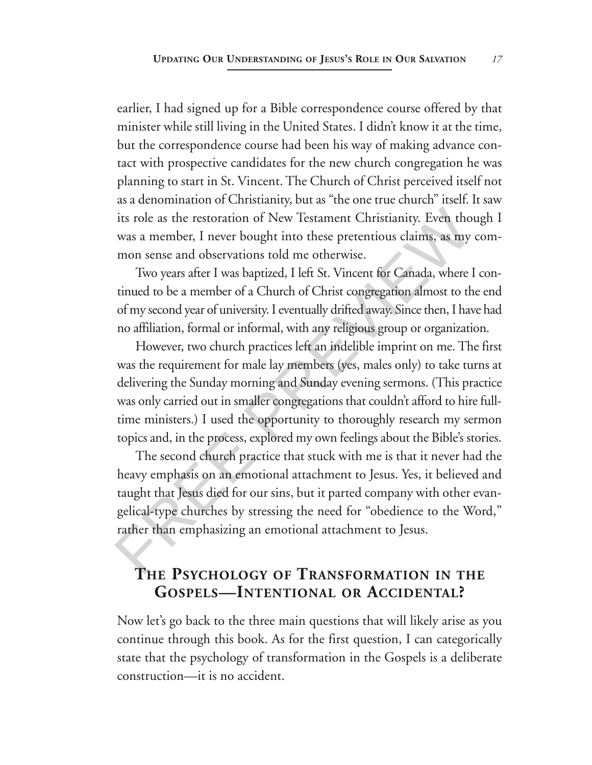earlier, I had signed up for a Bible correspondence course offered by that minister while still living in the United States. I didn't know it at the time, but the correspondence course had been his way of making advance contact with prospective candidates for the new church congregation he was planning to start in St. Vincent. The Church of Christ perceived itself not as a denomination of Christianity, but as "the one true church" itself. It saw its role as the restoration of New Testament Christianity. Even though I was a member, I never bought into these pretentious claims, as my common sense and observations told me otherwise.

Two years after I was baptized, I left St. Vincent for Canada, where I continued to be a member of a Church of Christ congregation almost to the end of my second year of university. I eventually drifted away. Since then, I have had no affiliation, formal or informal, with any religious group or organization.

However, two church practices left an indelible imprint on me. The first was the requirement for male lay members (yes, males only) to take turns at delivering the Sunday morning and Sunday evening sermons. (This practice was only carried out in smaller congregations that couldn't afford to hire full-time ministers.) I used the opportunity to thoroughly research my sermon topics and, in the process, explored my own feelings about the Bible's stories.

The second church practice that stuck with me is that it never had the heavy emphasis on an emotional attachment to Jesus. Yes, it believed and taught that Jesus died for our sins, but it parted company with other evangelical-type churches by stressing the need for "obedience to the Word," rather than emphasizing an emotional attachment to Jesus.

## The Psychology of Transformation in the Gospels—Intentional or Accidental?

Now let's go back to the three main questions that will likely arise as you continue through this book. As for the first question, I can categorically state that the psychology of transformation in the Gospels is a deliberate construction—it is no accident.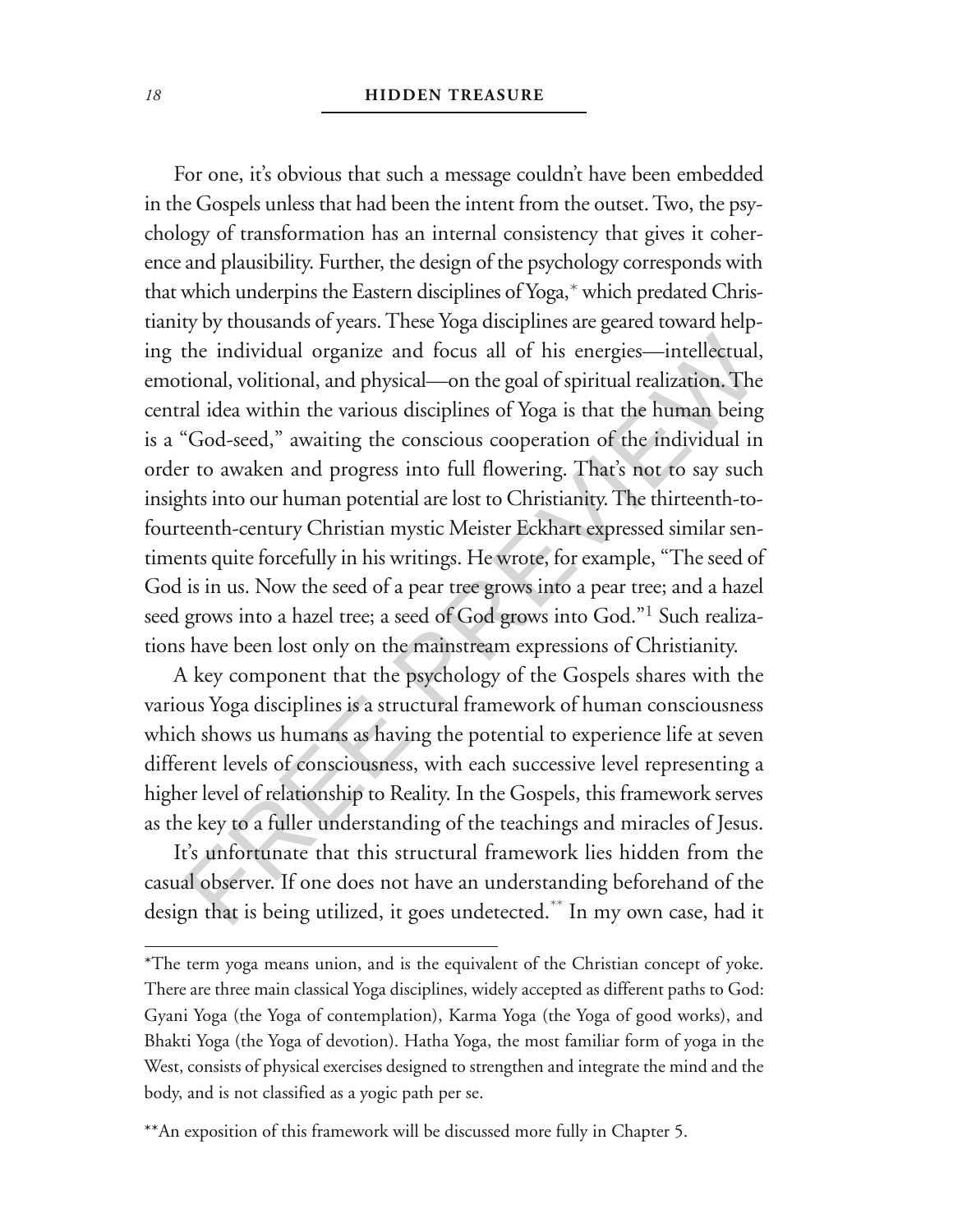For one, it's obvious that such a message couldn't have been embedded in the Gospels unless that had been the intent from the outset. Two, the psychology of transformation has an internal consistency that gives it coherence and plausibility. Further, the design of the psychology corresponds with that which underpins the Eastern disciplines of Yoga,* which predated Christianity by thousands of years. These Yoga disciplines are geared toward helping the individual organize and focus all of his energies—intellectual, emotional, volitional, and physical—on the goal of spiritual realization. The central idea within the various disciplines of Yoga is that the human being is a "God-seed," awaiting the conscious cooperation of the individual in order to awaken and progress into full flowering. That's not to say such insights into our human potential are lost to Christianity. The thirteenth-to-fourteenth-century Christian mystic Meister Eckhart expressed similar sentiments quite forcefully in his writings. He wrote, for example, "The seed of God is in us. Now the seed of a pear tree grows into a pear tree; and a hazel seed grows into a hazel tree; a seed of God grows into God."[1] Such realizations have been lost only on the mainstream expressions of Christianity.

A key component that the psychology of the Gospels shares with the various Yoga disciplines is a structural framework of human consciousness which shows us humans as having the potential to experience life at seven different levels of consciousness, with each successive level representing a higher level of relationship to Reality. In the Gospels, this framework serves as the key to a fuller understanding of the teachings and miracles of Jesus.

It's unfortunate that this structural framework lies hidden from the casual observer. If one does not have an understanding beforehand of the design that is being utilized, it goes undetected.** In my own case, had it

---

*The term yoga means union, and is the equivalent of the Christian concept of yoke. There are three main classical Yoga disciplines, widely accepted as different paths to God: Gyani Yoga (the Yoga of contemplation), Karma Yoga (the Yoga of good works), and Bhakti Yoga (the Yoga of devotion). Hatha Yoga, the most familiar form of yoga in the West, consists of physical exercises designed to strengthen and integrate the mind and the body, and is not classified as a yogic path per se.

**An exposition of this framework will be discussed more fully in Chapter 5.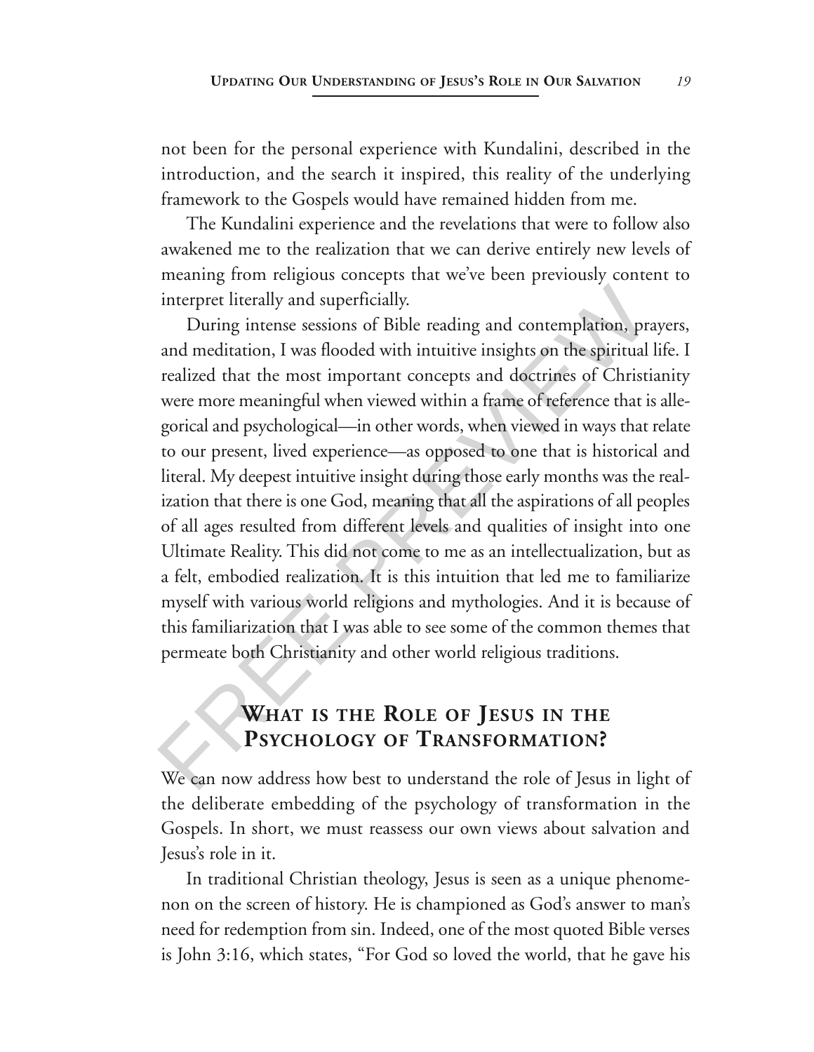not been for the personal experience with Kundalini, described in the introduction, and the search it inspired, this reality of the underlying framework to the Gospels would have remained hidden from me.

The Kundalini experience and the revelations that were to follow also awakened me to the realization that we can derive entirely new levels of meaning from religious concepts that we've been previously content to interpret literally and superficially.

During intense sessions of Bible reading and contemplation, prayers, and meditation, I was flooded with intuitive insights on the spiritual life. I realized that the most important concepts and doctrines of Christianity were more meaningful when viewed within a frame of reference that is allegorical and psychological—in other words, when viewed in ways that relate to our present, lived experience—as opposed to one that is historical and literal. My deepest intuitive insight during those early months was the realization that there is one God, meaning that all the aspirations of all peoples of all ages resulted from different levels and qualities of insight into one Ultimate Reality. This did not come to me as an intellectualization, but as a felt, embodied realization. It is this intuition that led me to familiarize myself with various world religions and mythologies. And it is because of this familiarization that I was able to see some of the common themes that permeate both Christianity and other world religious traditions.

## What is the Role of Jesus in the Psychology of Transformation?

We can now address how best to understand the role of Jesus in light of the deliberate embedding of the psychology of transformation in the Gospels. In short, we must reassess our own views about salvation and Jesus's role in it.

In traditional Christian theology, Jesus is seen as a unique phenomenon on the screen of history. He is championed as God's answer to man's need for redemption from sin. Indeed, one of the most quoted Bible verses is John 3:16, which states, "For God so loved the world, that he gave his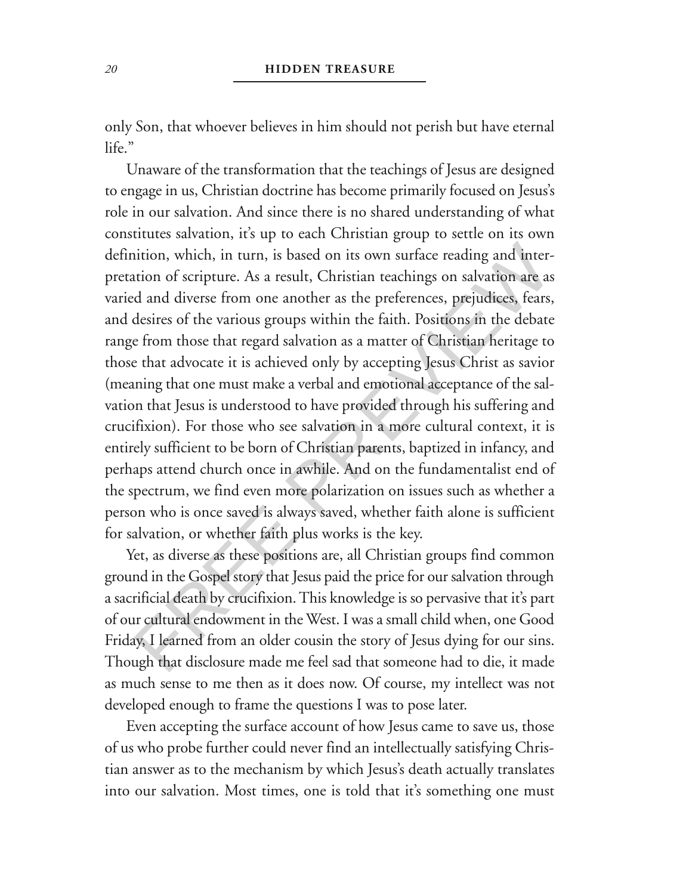only Son, that whoever believes in him should not perish but have eternal life."

Unaware of the transformation that the teachings of Jesus are designed to engage in us, Christian doctrine has become primarily focused on Jesus's role in our salvation. And since there is no shared understanding of what constitutes salvation, it's up to each Christian group to settle on its own definition, which, in turn, is based on its own surface reading and interpretation of scripture. As a result, Christian teachings on salvation are as varied and diverse from one another as the preferences, prejudices, fears, and desires of the various groups within the faith. Positions in the debate range from those that regard salvation as a matter of Christian heritage to those that advocate it is achieved only by accepting Jesus Christ as savior (meaning that one must make a verbal and emotional acceptance of the salvation that Jesus is understood to have provided through his suffering and crucifixion). For those who see salvation in a more cultural context, it is entirely sufficient to be born of Christian parents, baptized in infancy, and perhaps attend church once in awhile. And on the fundamentalist end of the spectrum, we find even more polarization on issues such as whether a person who is once saved is always saved, whether faith alone is sufficient for salvation, or whether faith plus works is the key.

Yet, as diverse as these positions are, all Christian groups find common ground in the Gospel story that Jesus paid the price for our salvation through a sacrificial death by crucifixion. This knowledge is so pervasive that it's part of our cultural endowment in the West. I was a small child when, one Good Friday, I learned from an older cousin the story of Jesus dying for our sins. Though that disclosure made me feel sad that someone had to die, it made as much sense to me then as it does now. Of course, my intellect was not developed enough to frame the questions I was to pose later.

Even accepting the surface account of how Jesus came to save us, those of us who probe further could never find an intellectually satisfying Christian answer as to the mechanism by which Jesus's death actually translates into our salvation. Most times, one is told that it's something one must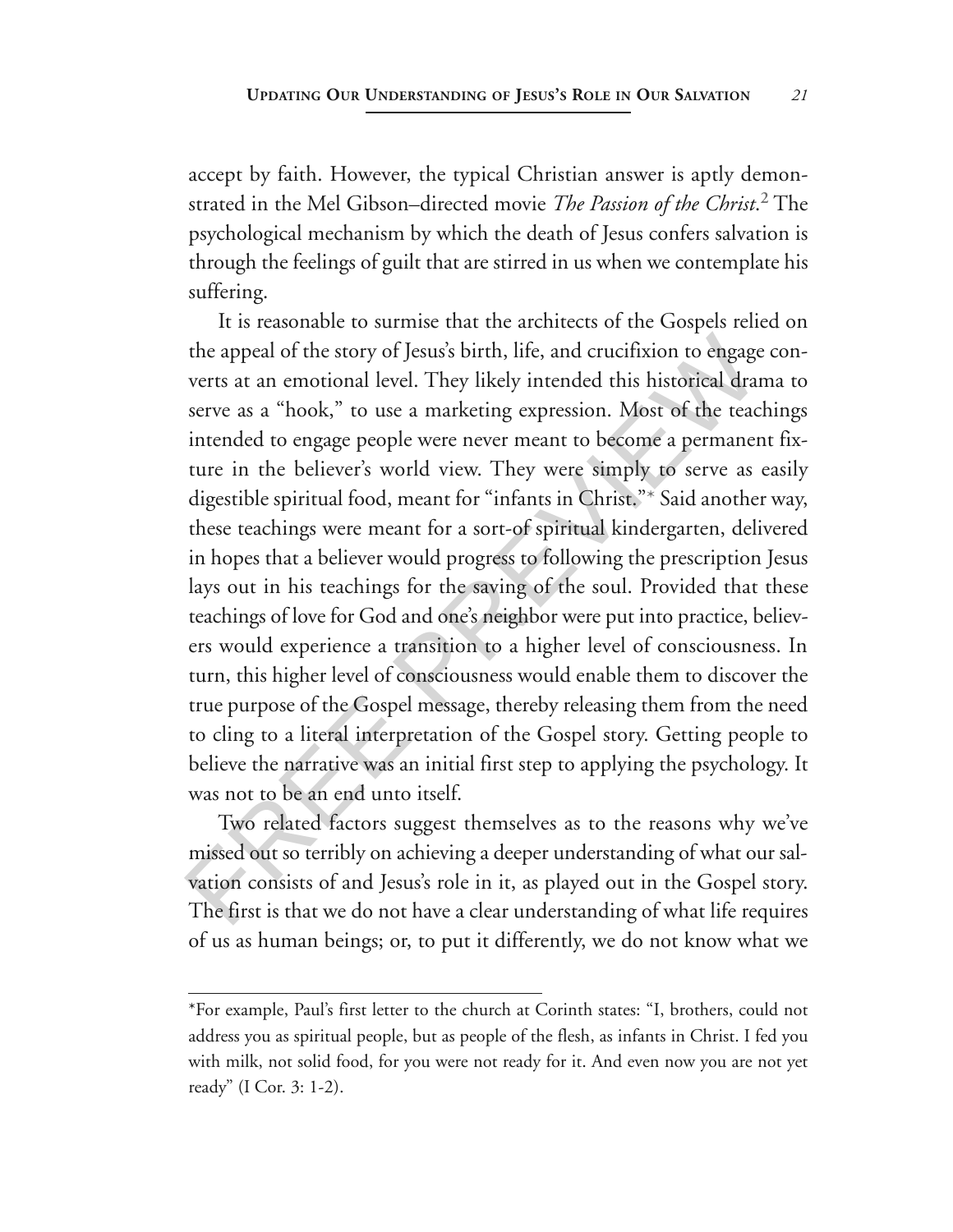accept by faith. However, the typical Christian answer is aptly demonstrated in the Mel Gibson–directed movie *The Passion of the Christ*.[2] The psychological mechanism by which the death of Jesus confers salvation is through the feelings of guilt that are stirred in us when we contemplate his suffering.

It is reasonable to surmise that the architects of the Gospels relied on the appeal of the story of Jesus's birth, life, and crucifixion to engage converts at an emotional level. They likely intended this historical drama to serve as a "hook," to use a marketing expression. Most of the teachings intended to engage people were never meant to become a permanent fixture in the believer's world view. They were simply to serve as easily digestible spiritual food, meant for "infants in Christ."* Said another way, these teachings were meant for a sort-of spiritual kindergarten, delivered in hopes that a believer would progress to following the prescription Jesus lays out in his teachings for the saving of the soul. Provided that these teachings of love for God and one's neighbor were put into practice, believers would experience a transition to a higher level of consciousness. In turn, this higher level of consciousness would enable them to discover the true purpose of the Gospel message, thereby releasing them from the need to cling to a literal interpretation of the Gospel story. Getting people to believe the narrative was an initial first step to applying the psychology. It was not to be an end unto itself.

Two related factors suggest themselves as to the reasons why we've missed out so terribly on achieving a deeper understanding of what our salvation consists of and Jesus's role in it, as played out in the Gospel story. The first is that we do not have a clear understanding of what life requires of us as human beings; or, to put it differently, we do not know what we

---

*For example, Paul's first letter to the church at Corinth states: "I, brothers, could not address you as spiritual people, but as people of the flesh, as infants in Christ. I fed you with milk, not solid food, for you were not ready for it. And even now you are not yet ready" (I Cor. 3: 1-2).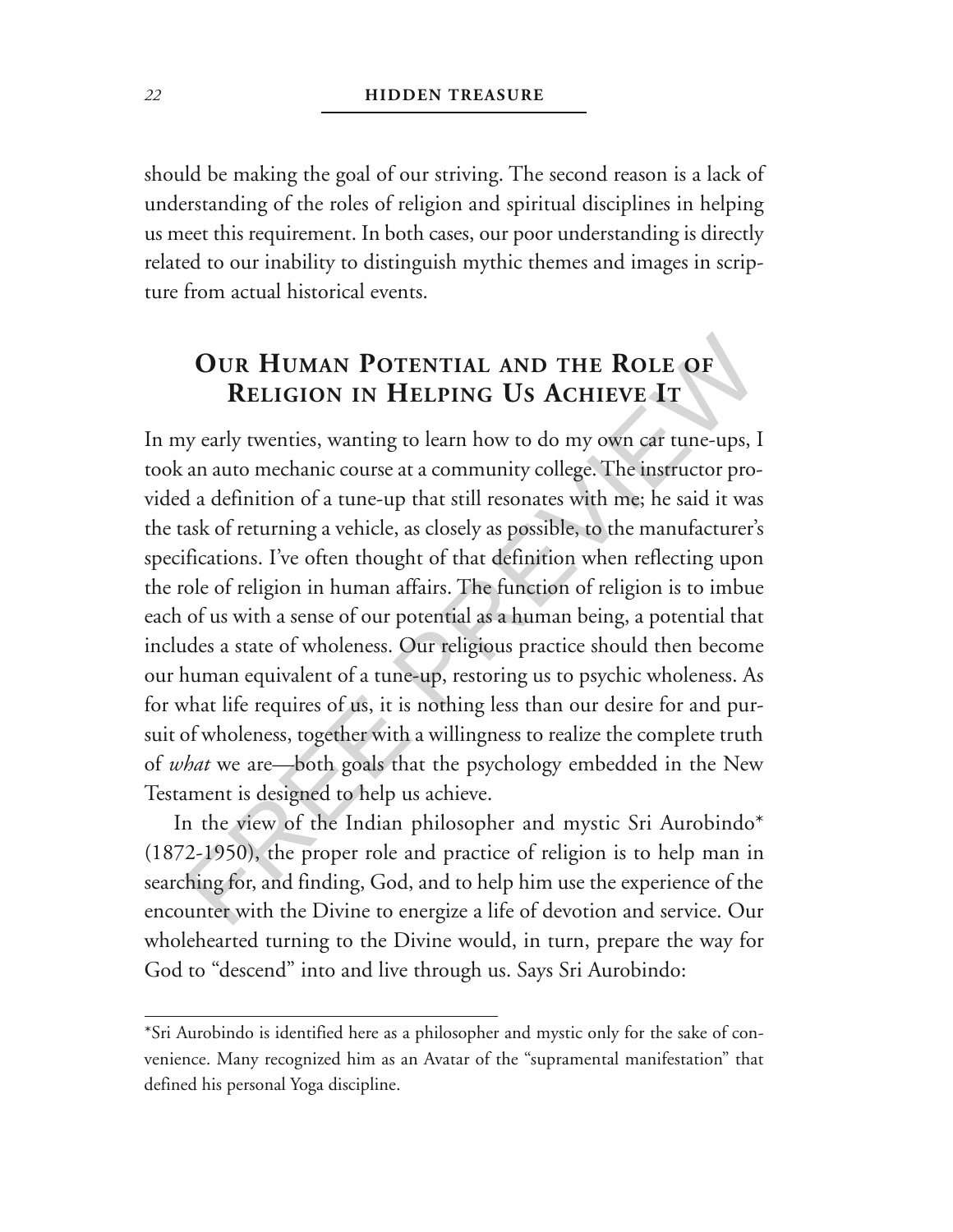should be making the goal of our striving. The second reason is a lack of understanding of the roles of religion and spiritual disciplines in helping us meet this requirement. In both cases, our poor understanding is directly related to our inability to distinguish mythic themes and images in scripture from actual historical events.

## Our Human Potential and the Role of Religion in Helping Us Achieve It

In my early twenties, wanting to learn how to do my own car tune-ups, I took an auto mechanic course at a community college. The instructor provided a definition of a tune-up that still resonates with me; he said it was the task of returning a vehicle, as closely as possible, to the manufacturer's specifications. I've often thought of that definition when reflecting upon the role of religion in human affairs. The function of religion is to imbue each of us with a sense of our potential as a human being, a potential that includes a state of wholeness. Our religious practice should then become our human equivalent of a tune-up, restoring us to psychic wholeness. As for what life requires of us, it is nothing less than our desire for and pursuit of wholeness, together with a willingness to realize the complete truth of *what* we are—both goals that the psychology embedded in the New Testament is designed to help us achieve.

In the view of the Indian philosopher and mystic Sri Aurobindo* (1872-1950), the proper role and practice of religion is to help man in searching for, and finding, God, and to help him use the experience of the encounter with the Divine to energize a life of devotion and service. Our wholehearted turning to the Divine would, in turn, prepare the way for God to "descend" into and live through us. Says Sri Aurobindo:

---

*Sri Aurobindo is identified here as a philosopher and mystic only for the sake of convenience. Many recognized him as an Avatar of the "supramental manifestation" that defined his personal Yoga discipline.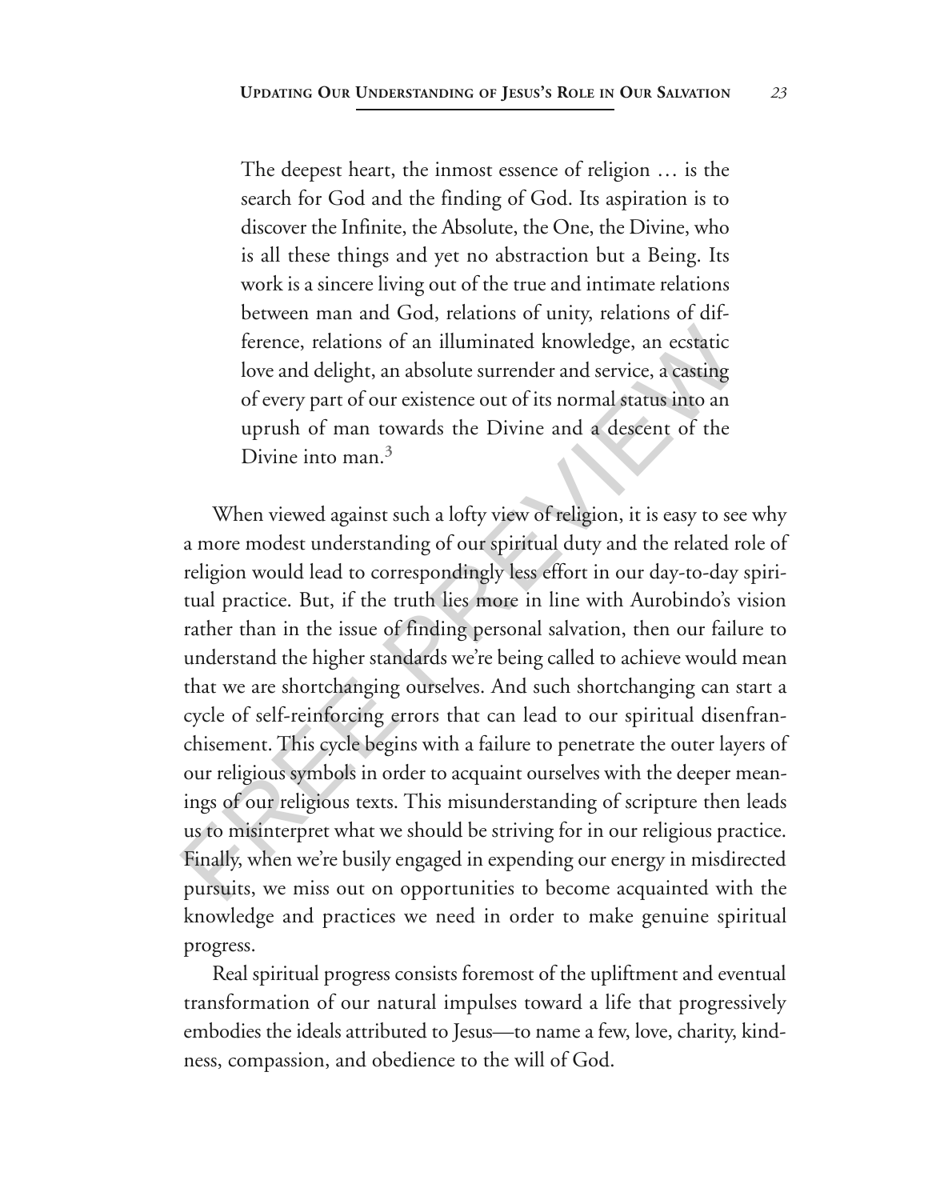> The deepest heart, the inmost essence of religion … is the search for God and the finding of God. Its aspiration is to discover the Infinite, the Absolute, the One, the Divine, who is all these things and yet no abstraction but a Being. Its work is a sincere living out of the true and intimate relations between man and God, relations of unity, relations of difference, relations of an illuminated knowledge, an ecstatic love and delight, an absolute surrender and service, a casting of every part of our existence out of its normal status into an uprush of man towards the Divine and a descent of the Divine into man.[3]

When viewed against such a lofty view of religion, it is easy to see why a more modest understanding of our spiritual duty and the related role of religion would lead to correspondingly less effort in our day-to-day spiritual practice. But, if the truth lies more in line with Aurobindo's vision rather than in the issue of finding personal salvation, then our failure to understand the higher standards we're being called to achieve would mean that we are shortchanging ourselves. And such shortchanging can start a cycle of self-reinforcing errors that can lead to our spiritual disenfranchisement. This cycle begins with a failure to penetrate the outer layers of our religious symbols in order to acquaint ourselves with the deeper meanings of our religious texts. This misunderstanding of scripture then leads us to misinterpret what we should be striving for in our religious practice. Finally, when we're busily engaged in expending our energy in misdirected pursuits, we miss out on opportunities to become acquainted with the knowledge and practices we need in order to make genuine spiritual progress.

Real spiritual progress consists foremost of the upliftment and eventual transformation of our natural impulses toward a life that progressively embodies the ideals attributed to Jesus—to name a few, love, charity, kindness, compassion, and obedience to the will of God.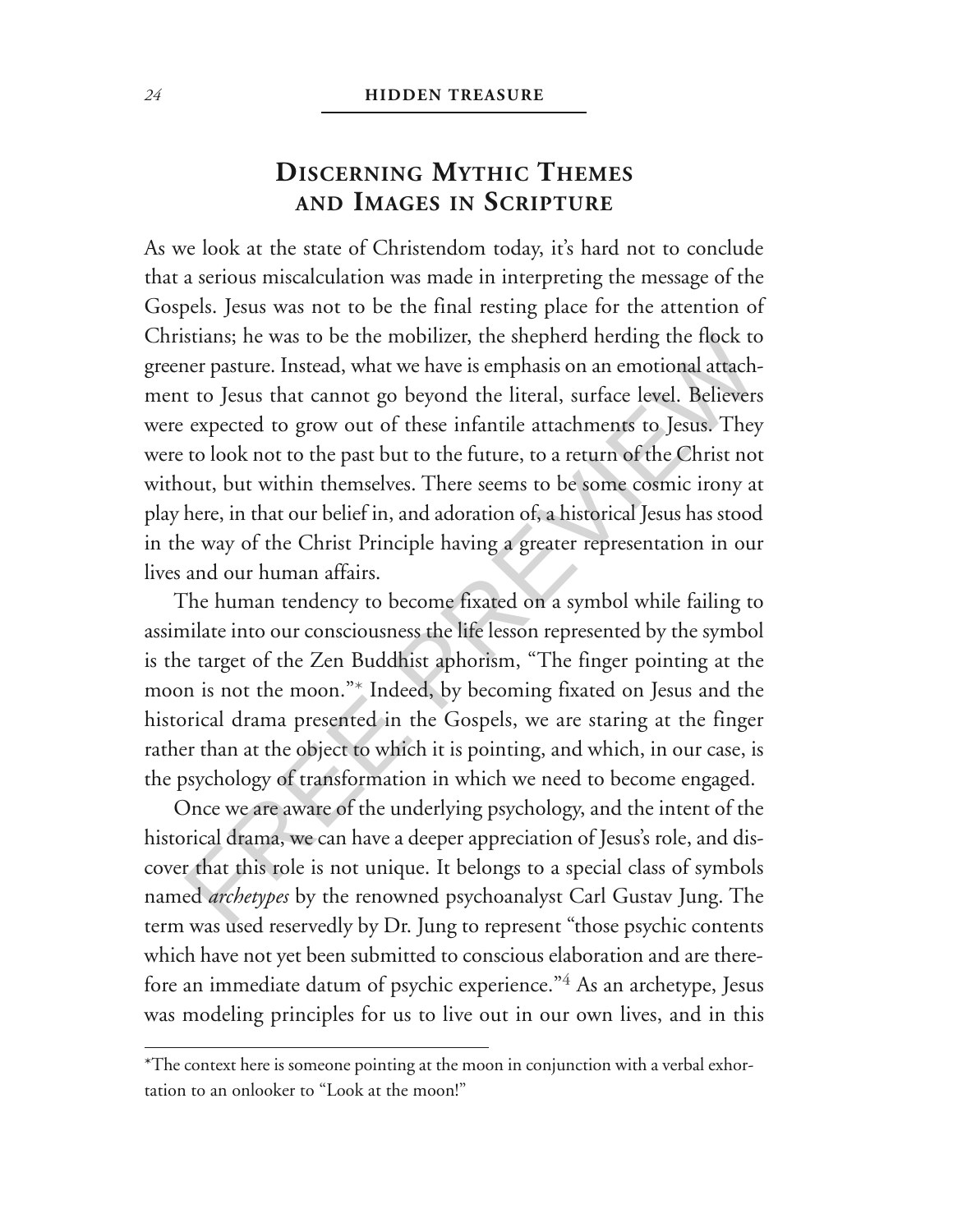## Discerning Mythic Themes and Images in Scripture

As we look at the state of Christendom today, it's hard not to conclude that a serious miscalculation was made in interpreting the message of the Gospels. Jesus was not to be the final resting place for the attention of Christians; he was to be the mobilizer, the shepherd herding the flock to greener pasture. Instead, what we have is emphasis on an emotional attachment to Jesus that cannot go beyond the literal, surface level. Believers were expected to grow out of these infantile attachments to Jesus. They were to look not to the past but to the future, to a return of the Christ not without, but within themselves. There seems to be some cosmic irony at play here, in that our belief in, and adoration of, a historical Jesus has stood in the way of the Christ Principle having a greater representation in our lives and our human affairs.

The human tendency to become fixated on a symbol while failing to assimilate into our consciousness the life lesson represented by the symbol is the target of the Zen Buddhist aphorism, "The finger pointing at the moon is not the moon."* Indeed, by becoming fixated on Jesus and the historical drama presented in the Gospels, we are staring at the finger rather than at the object to which it is pointing, and which, in our case, is the psychology of transformation in which we need to become engaged.

Once we are aware of the underlying psychology, and the intent of the historical drama, we can have a deeper appreciation of Jesus's role, and discover that this role is not unique. It belongs to a special class of symbols named *archetypes* by the renowned psychoanalyst Carl Gustav Jung. The term was used reservedly by Dr. Jung to represent "those psychic contents which have not yet been submitted to conscious elaboration and are therefore an immediate datum of psychic experience."[4] As an archetype, Jesus was modeling principles for us to live out in our own lives, and in this

---

*The context here is someone pointing at the moon in conjunction with a verbal exhortation to an onlooker to "Look at the moon!"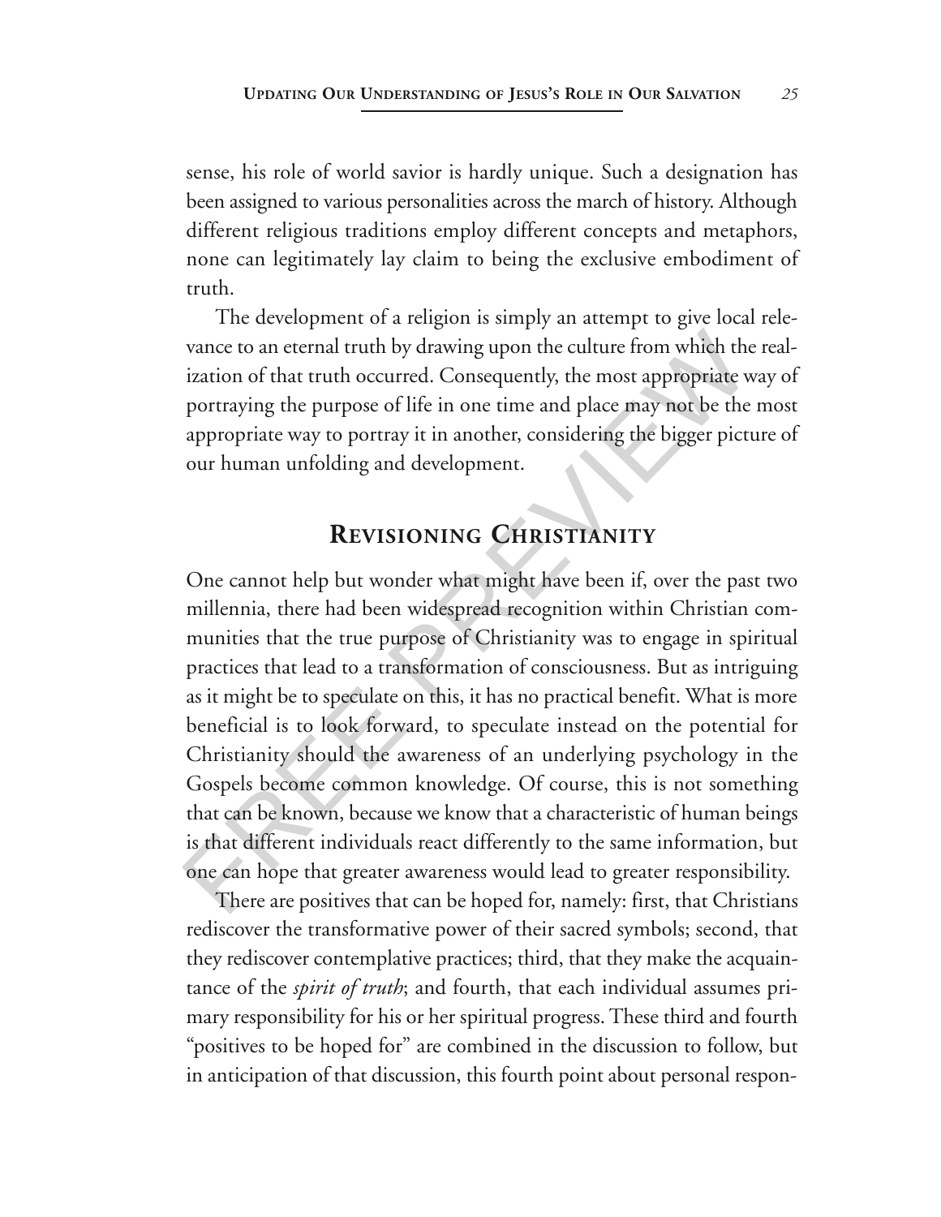sense, his role of world savior is hardly unique. Such a designation has been assigned to various personalities across the march of history. Although different religious traditions employ different concepts and metaphors, none can legitimately lay claim to being the exclusive embodiment of truth.

The development of a religion is simply an attempt to give local relevance to an eternal truth by drawing upon the culture from which the realization of that truth occurred. Consequently, the most appropriate way of portraying the purpose of life in one time and place may not be the most appropriate way to portray it in another, considering the bigger picture of our human unfolding and development.

## Revisioning Christianity

One cannot help but wonder what might have been if, over the past two millennia, there had been widespread recognition within Christian communities that the true purpose of Christianity was to engage in spiritual practices that lead to a transformation of consciousness. But as intriguing as it might be to speculate on this, it has no practical benefit. What is more beneficial is to look forward, to speculate instead on the potential for Christianity should the awareness of an underlying psychology in the Gospels become common knowledge. Of course, this is not something that can be known, because we know that a characteristic of human beings is that different individuals react differently to the same information, but one can hope that greater awareness would lead to greater responsibility.

There are positives that can be hoped for, namely: first, that Christians rediscover the transformative power of their sacred symbols; second, that they rediscover contemplative practices; third, that they make the acquaintance of the *spirit of truth*; and fourth, that each individual assumes primary responsibility for his or her spiritual progress. These third and fourth "positives to be hoped for" are combined in the discussion to follow, but in anticipation of that discussion, this fourth point about personal respon-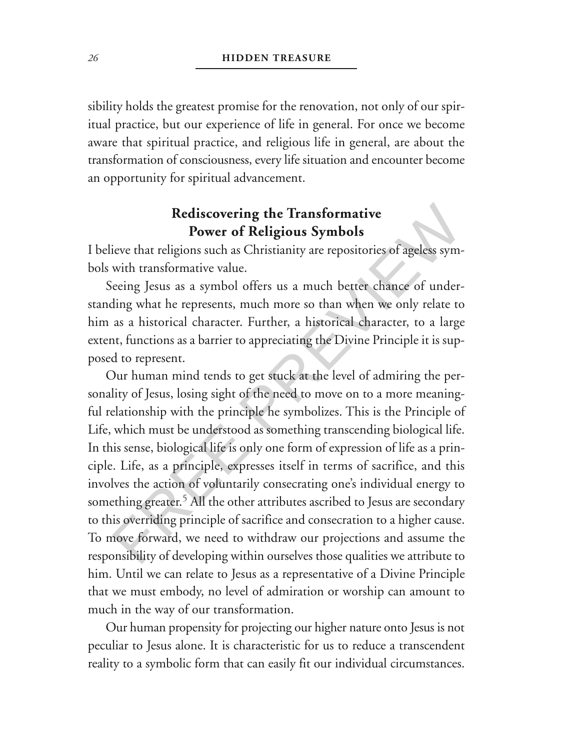sibility holds the greatest promise for the renovation, not only of our spiritual practice, but our experience of life in general. For once we become aware that spiritual practice, and religious life in general, are about the transformation of consciousness, every life situation and encounter become an opportunity for spiritual advancement.

## Rediscovering the Transformative Power of Religious Symbols

I believe that religions such as Christianity are repositories of ageless symbols with transformative value.

Seeing Jesus as a symbol offers us a much better chance of understanding what he represents, much more so than when we only relate to him as a historical character. Further, a historical character, to a large extent, functions as a barrier to appreciating the Divine Principle it is supposed to represent.

Our human mind tends to get stuck at the level of admiring the personality of Jesus, losing sight of the need to move on to a more meaningful relationship with the principle he symbolizes. This is the Principle of Life, which must be understood as something transcending biological life. In this sense, biological life is only one form of expression of life as a principle. Life, as a principle, expresses itself in terms of sacrifice, and this involves the action of voluntarily consecrating one's individual energy to something greater.[5] All the other attributes ascribed to Jesus are secondary to this overriding principle of sacrifice and consecration to a higher cause. To move forward, we need to withdraw our projections and assume the responsibility of developing within ourselves those qualities we attribute to him. Until we can relate to Jesus as a representative of a Divine Principle that we must embody, no level of admiration or worship can amount to much in the way of our transformation.

Our human propensity for projecting our higher nature onto Jesus is not peculiar to Jesus alone. It is characteristic for us to reduce a transcendent reality to a symbolic form that can easily fit our individual circumstances.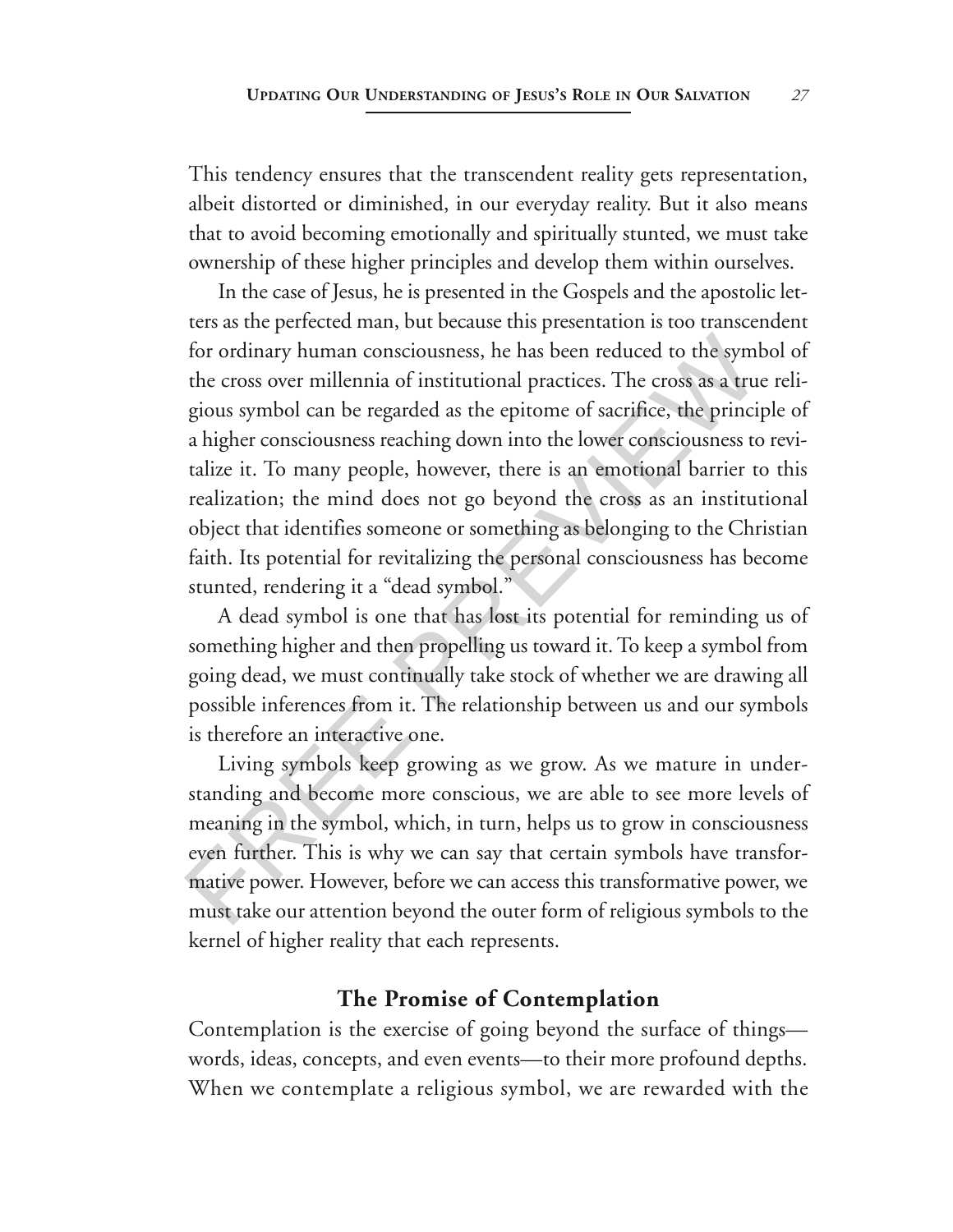This tendency ensures that the transcendent reality gets representation, albeit distorted or diminished, in our everyday reality. But it also means that to avoid becoming emotionally and spiritually stunted, we must take ownership of these higher principles and develop them within ourselves.

In the case of Jesus, he is presented in the Gospels and the apostolic letters as the perfected man, but because this presentation is too transcendent for ordinary human consciousness, he has been reduced to the symbol of the cross over millennia of institutional practices. The cross as a true religious symbol can be regarded as the epitome of sacrifice, the principle of a higher consciousness reaching down into the lower consciousness to revitalize it. To many people, however, there is an emotional barrier to this realization; the mind does not go beyond the cross as an institutional object that identifies someone or something as belonging to the Christian faith. Its potential for revitalizing the personal consciousness has become stunted, rendering it a "dead symbol."

A dead symbol is one that has lost its potential for reminding us of something higher and then propelling us toward it. To keep a symbol from going dead, we must continually take stock of whether we are drawing all possible inferences from it. The relationship between us and our symbols is therefore an interactive one.

Living symbols keep growing as we grow. As we mature in understanding and become more conscious, we are able to see more levels of meaning in the symbol, which, in turn, helps us to grow in consciousness even further. This is why we can say that certain symbols have transformative power. However, before we can access this transformative power, we must take our attention beyond the outer form of religious symbols to the kernel of higher reality that each represents.

## The Promise of Contemplation

Contemplation is the exercise of going beyond the surface of things—words, ideas, concepts, and even events—to their more profound depths. When we contemplate a religious symbol, we are rewarded with the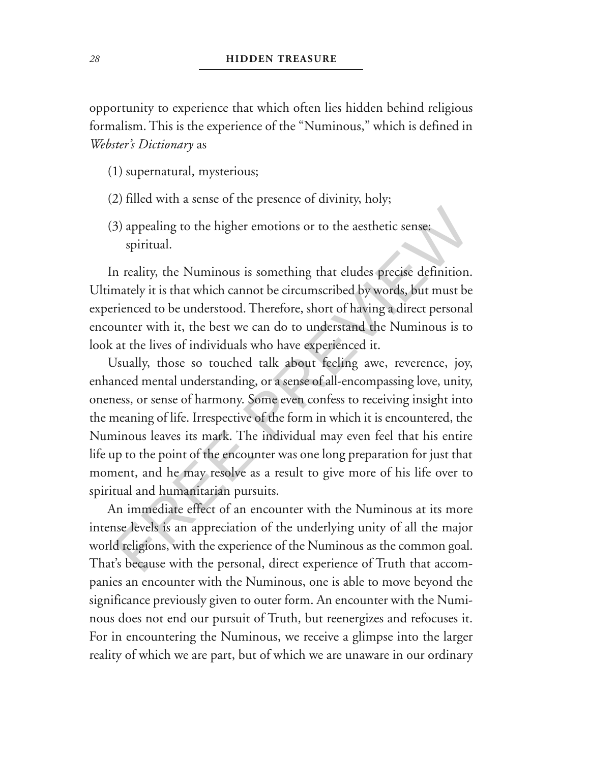opportunity to experience that which often lies hidden behind religious formalism. This is the experience of the "Numinous," which is defined in *Webster's Dictionary* as

(1) supernatural, mysterious;

(2) filled with a sense of the presence of divinity, holy;

(3) appealing to the higher emotions or to the aesthetic sense: spiritual.

In reality, the Numinous is something that eludes precise definition. Ultimately it is that which cannot be circumscribed by words, but must be experienced to be understood. Therefore, short of having a direct personal encounter with it, the best we can do to understand the Numinous is to look at the lives of individuals who have experienced it.

Usually, those so touched talk about feeling awe, reverence, joy, enhanced mental understanding, or a sense of all-encompassing love, unity, oneness, or sense of harmony. Some even confess to receiving insight into the meaning of life. Irrespective of the form in which it is encountered, the Numinous leaves its mark. The individual may even feel that his entire life up to the point of the encounter was one long preparation for just that moment, and he may resolve as a result to give more of his life over to spiritual and humanitarian pursuits.

An immediate effect of an encounter with the Numinous at its more intense levels is an appreciation of the underlying unity of all the major world religions, with the experience of the Numinous as the common goal. That's because with the personal, direct experience of Truth that accompanies an encounter with the Numinous, one is able to move beyond the significance previously given to outer form. An encounter with the Numinous does not end our pursuit of Truth, but reenergizes and refocuses it. For in encountering the Numinous, we receive a glimpse into the larger reality of which we are part, but of which we are unaware in our ordinary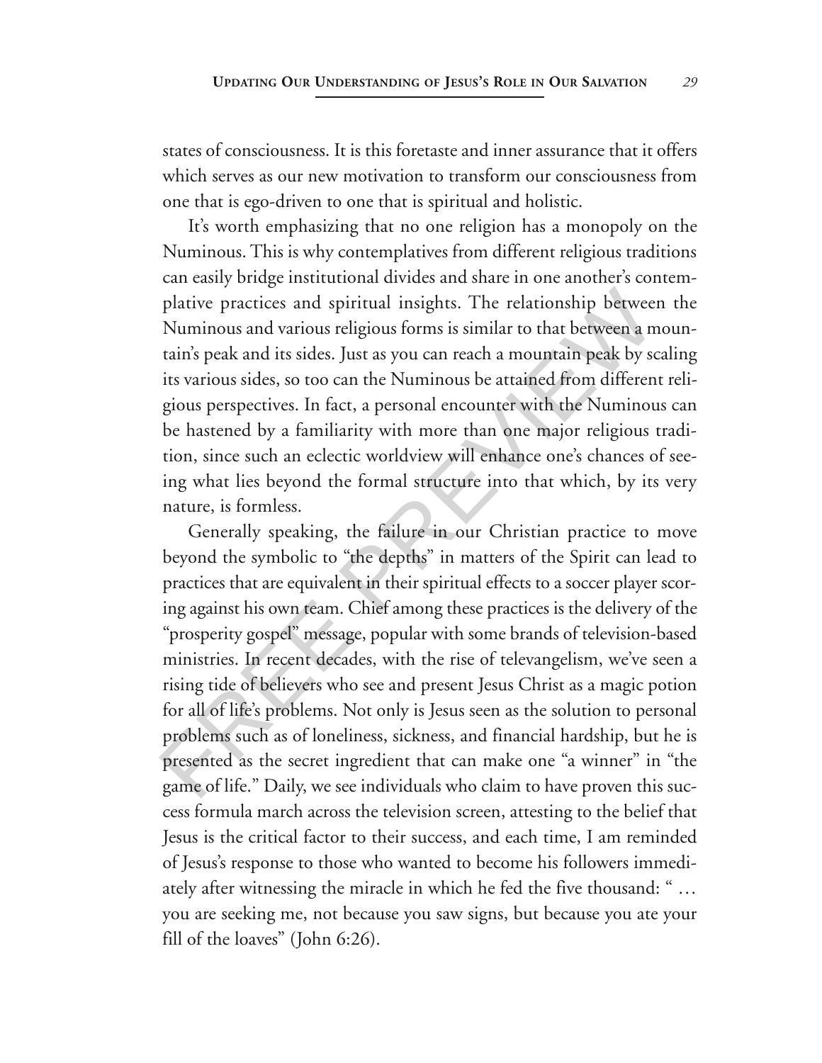states of consciousness. It is this foretaste and inner assurance that it offers which serves as our new motivation to transform our consciousness from one that is ego-driven to one that is spiritual and holistic.

It's worth emphasizing that no one religion has a monopoly on the Numinous. This is why contemplatives from different religious traditions can easily bridge institutional divides and share in one another's contemplative practices and spiritual insights. The relationship between the Numinous and various religious forms is similar to that between a mountain's peak and its sides. Just as you can reach a mountain peak by scaling its various sides, so too can the Numinous be attained from different religious perspectives. In fact, a personal encounter with the Numinous can be hastened by a familiarity with more than one major religious tradition, since such an eclectic worldview will enhance one's chances of seeing what lies beyond the formal structure into that which, by its very nature, is formless.

Generally speaking, the failure in our Christian practice to move beyond the symbolic to "the depths" in matters of the Spirit can lead to practices that are equivalent in their spiritual effects to a soccer player scoring against his own team. Chief among these practices is the delivery of the "prosperity gospel" message, popular with some brands of television-based ministries. In recent decades, with the rise of televangelism, we've seen a rising tide of believers who see and present Jesus Christ as a magic potion for all of life's problems. Not only is Jesus seen as the solution to personal problems such as of loneliness, sickness, and financial hardship, but he is presented as the secret ingredient that can make one "a winner" in "the game of life." Daily, we see individuals who claim to have proven this success formula march across the television screen, attesting to the belief that Jesus is the critical factor to their success, and each time, I am reminded of Jesus's response to those who wanted to become his followers immediately after witnessing the miracle in which he fed the five thousand: " … you are seeking me, not because you saw signs, but because you ate your fill of the loaves" (John 6:26).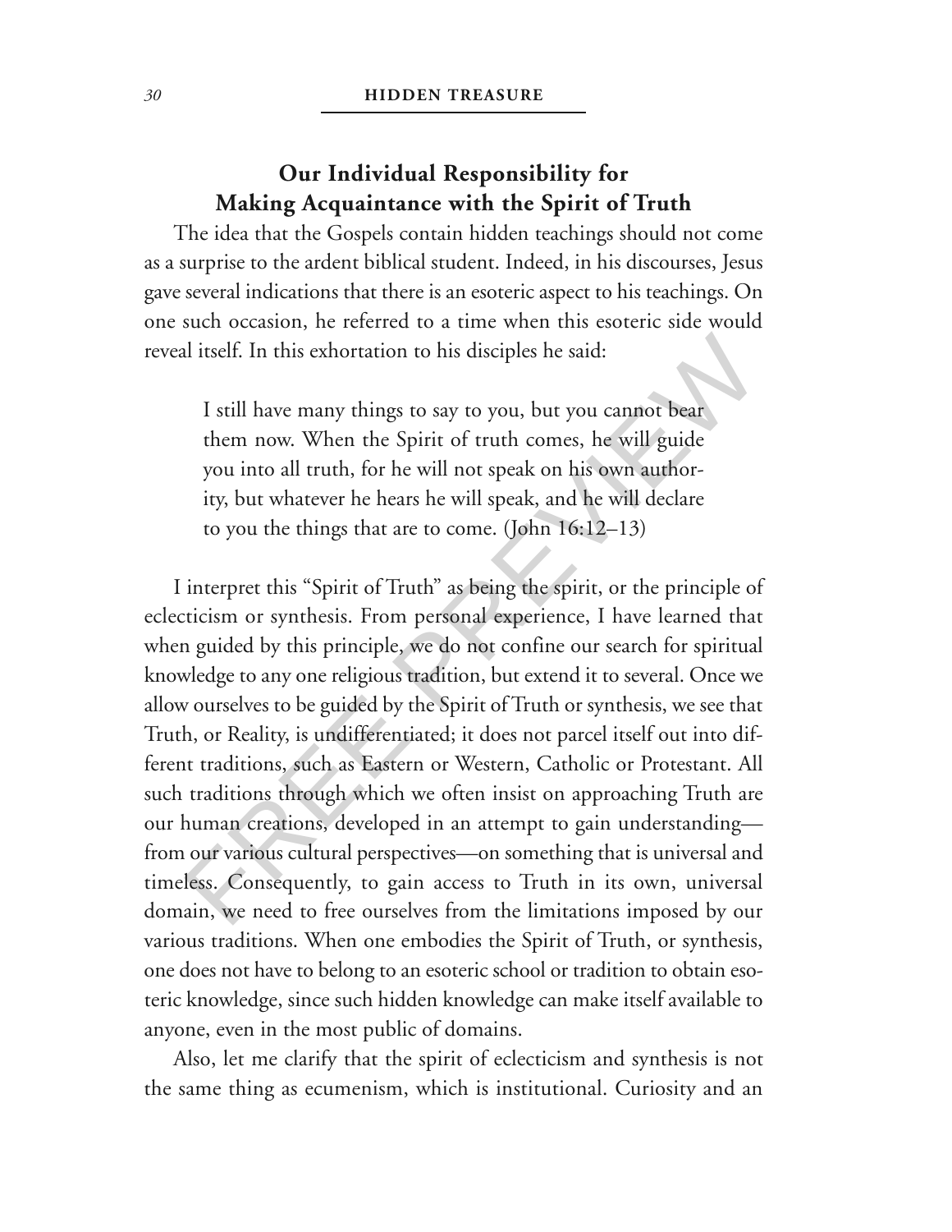## Our Individual Responsibility for Making Acquaintance with the Spirit of Truth

The idea that the Gospels contain hidden teachings should not come as a surprise to the ardent biblical student. Indeed, in his discourses, Jesus gave several indications that there is an esoteric aspect to his teachings. On one such occasion, he referred to a time when this esoteric side would reveal itself. In this exhortation to his disciples he said:

> I still have many things to say to you, but you cannot bear them now. When the Spirit of truth comes, he will guide you into all truth, for he will not speak on his own authority, but whatever he hears he will speak, and he will declare to you the things that are to come. (John 16:12–13)

I interpret this "Spirit of Truth" as being the spirit, or the principle of eclecticism or synthesis. From personal experience, I have learned that when guided by this principle, we do not confine our search for spiritual knowledge to any one religious tradition, but extend it to several. Once we allow ourselves to be guided by the Spirit of Truth or synthesis, we see that Truth, or Reality, is undifferentiated; it does not parcel itself out into different traditions, such as Eastern or Western, Catholic or Protestant. All such traditions through which we often insist on approaching Truth are our human creations, developed in an attempt to gain understanding—from our various cultural perspectives—on something that is universal and timeless. Consequently, to gain access to Truth in its own, universal domain, we need to free ourselves from the limitations imposed by our various traditions. When one embodies the Spirit of Truth, or synthesis, one does not have to belong to an esoteric school or tradition to obtain esoteric knowledge, since such hidden knowledge can make itself available to anyone, even in the most public of domains.

Also, let me clarify that the spirit of eclecticism and synthesis is not the same thing as ecumenism, which is institutional. Curiosity and an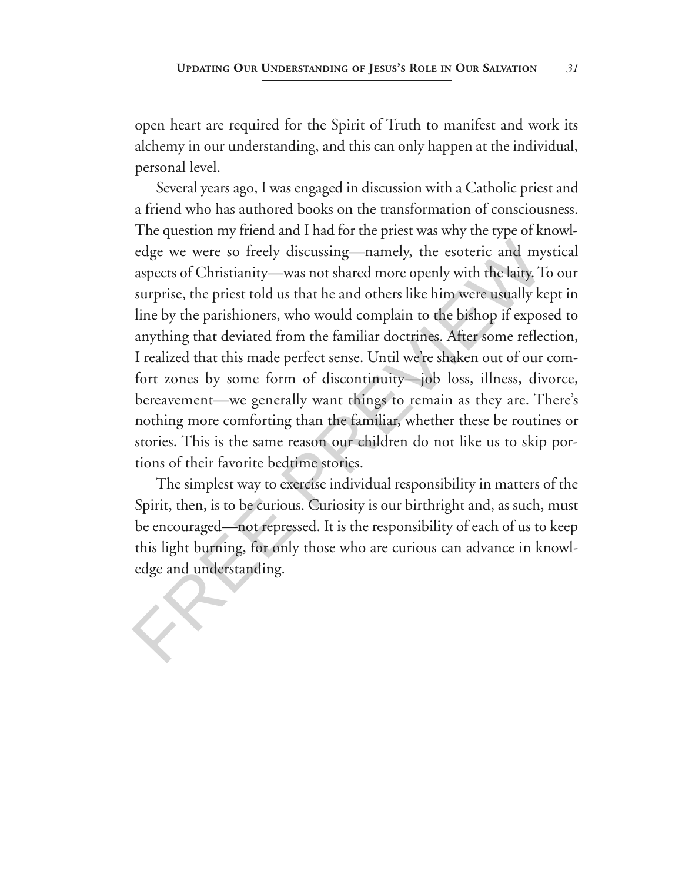open heart are required for the Spirit of Truth to manifest and work its alchemy in our understanding, and this can only happen at the individual, personal level.

Several years ago, I was engaged in discussion with a Catholic priest and a friend who has authored books on the transformation of consciousness. The question my friend and I had for the priest was why the type of knowledge we were so freely discussing—namely, the esoteric and mystical aspects of Christianity—was not shared more openly with the laity. To our surprise, the priest told us that he and others like him were usually kept in line by the parishioners, who would complain to the bishop if exposed to anything that deviated from the familiar doctrines. After some reflection, I realized that this made perfect sense. Until we're shaken out of our comfort zones by some form of discontinuity—job loss, illness, divorce, bereavement—we generally want things to remain as they are. There's nothing more comforting than the familiar, whether these be routines or stories. This is the same reason our children do not like us to skip portions of their favorite bedtime stories.

The simplest way to exercise individual responsibility in matters of the Spirit, then, is to be curious. Curiosity is our birthright and, as such, must be encouraged—not repressed. It is the responsibility of each of us to keep this light burning, for only those who are curious can advance in knowledge and understanding.